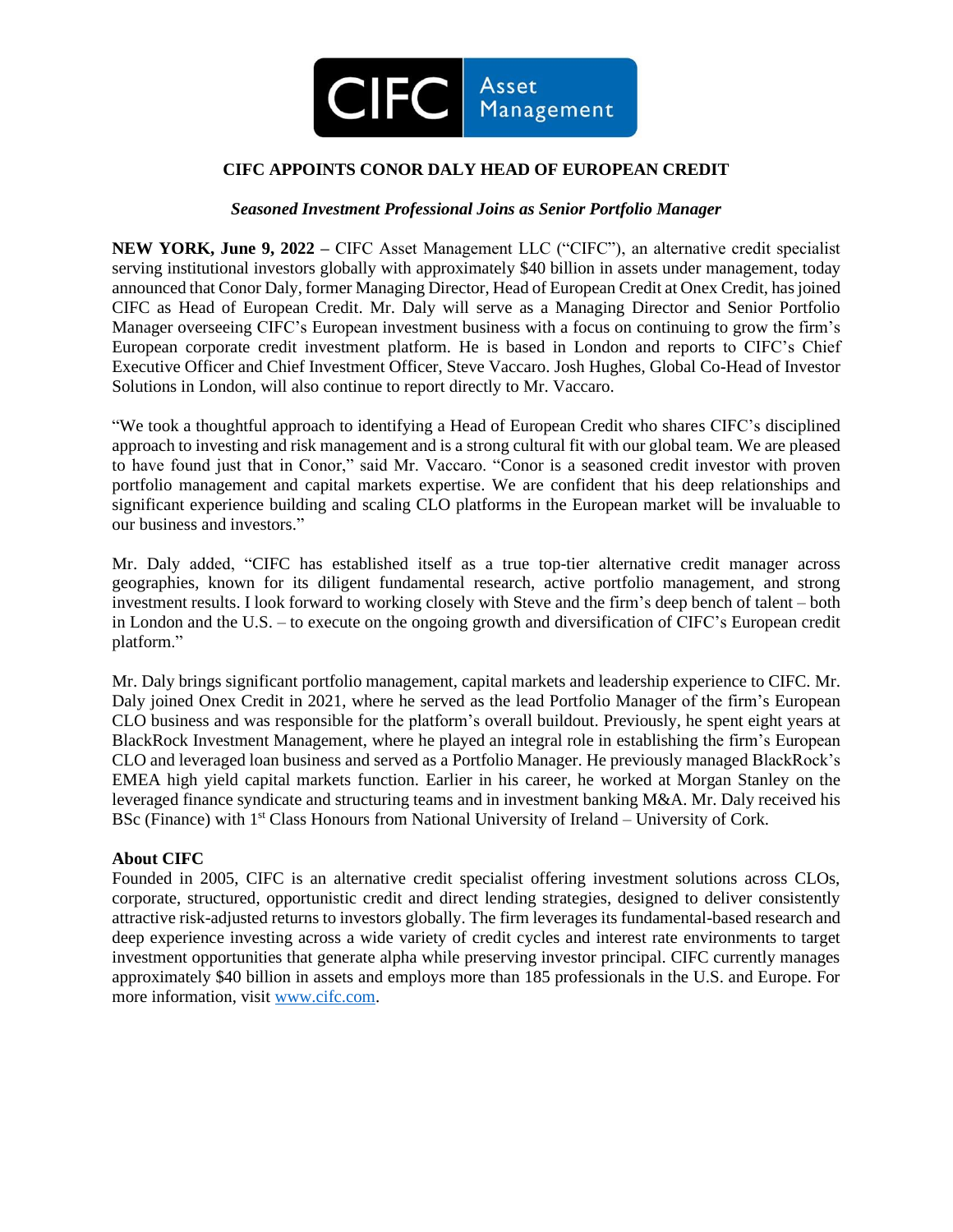# CIFC APPOINTS CONOR DALY HEAD OF EUROPEAN CREDIT

*Seasoned Investment Professional Joins as Senior Portfolio Manager*

**NEW YORK, June 9, 2022 –** CIFC Asset Management LLC ("CIFC"), an alternative credit specialist serving institutional investors globally with approximately $40 billion in assets under management, today announced that Conor Daly, former Managing Director, Head of European Credit at Onex Credit, has joined CIFC as Head of European Credit. Mr. Daly will serve as a Managing Director and Senior Portfolio Manager overseeing CIFC's European investment business with a focus on continuing to grow the firm's European corporate credit investment platform. He is based in London and reports to CIFC's Chief Executive Officer and Chief Investment Officer, Steve Vaccaro. Josh Hughes, Global Co-Head of Investor Solutions in London, will also continue to report directly to Mr. Vaccaro.

"We took a thoughtful approach to identifying a Head of European Credit who shares CIFC's disciplined approach to investing and risk management and is a strong cultural fit with our global team. We are pleased to have found just that in Conor," said Mr. Vaccaro. "Conor is a seasoned credit investor with proven portfolio management and capital markets expertise. We are confident that his deep relationships and significant experience building and scaling CLO platforms in the European market will be invaluable to our business and investors."

Mr. Daly added, "CIFC has established itself as a true top-tier alternative credit manager across geographies, known for its diligent fundamental research, active portfolio management, and strong investment results. I look forward to working closely with Steve and the firm's deep bench of talent – both in London and the U.S. – to execute on the ongoing growth and diversification of CIFC's European credit platform."

Mr. Daly brings significant portfolio management, capital markets and leadership experience to CIFC. Mr. Daly joined Onex Credit in 2021, where he served as the lead Portfolio Manager of the firm's European CLO business and was responsible for the platform's overall buildout. Previously, he spent eight years at BlackRock Investment Management, where he played an integral role in establishing the firm's European CLO and leveraged loan business and served as a Portfolio Manager. He previously managed BlackRock's EMEA high yield capital markets function. Earlier in his career, he worked at Morgan Stanley on the leveraged finance syndicate and structuring teams and in investment banking M&A. Mr. Daly received his BSc (Finance) with 1st Class Honours from National University of Ireland – University of Cork.

**About CIFC**

Founded in 2005, CIFC is an alternative credit specialist offering investment solutions across CLOs, corporate, structured, opportunistic credit and direct lending strategies, designed to deliver consistently attractive risk-adjusted returns to investors globally. The firm leverages its fundamental-based research and deep experience investing across a wide variety of credit cycles and interest rate environments to target investment opportunities that generate alpha while preserving investor principal. CIFC currently manages approximately $40 billion in assets and employs more than 185 professionals in the U.S. and Europe. For more information, visit www.cifc.com.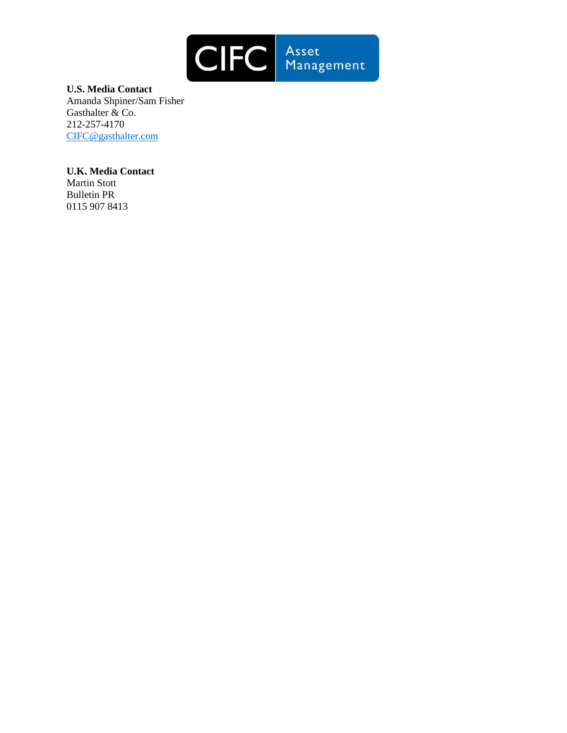**U.S. Media Contact**
Amanda Shpiner/Sam Fisher
Gasthalter & Co.
212-257-4170
CIFC@gasthalter.com

**U.K. Media Contact**
Martin Stott
Bulletin PR
0115 907 8413